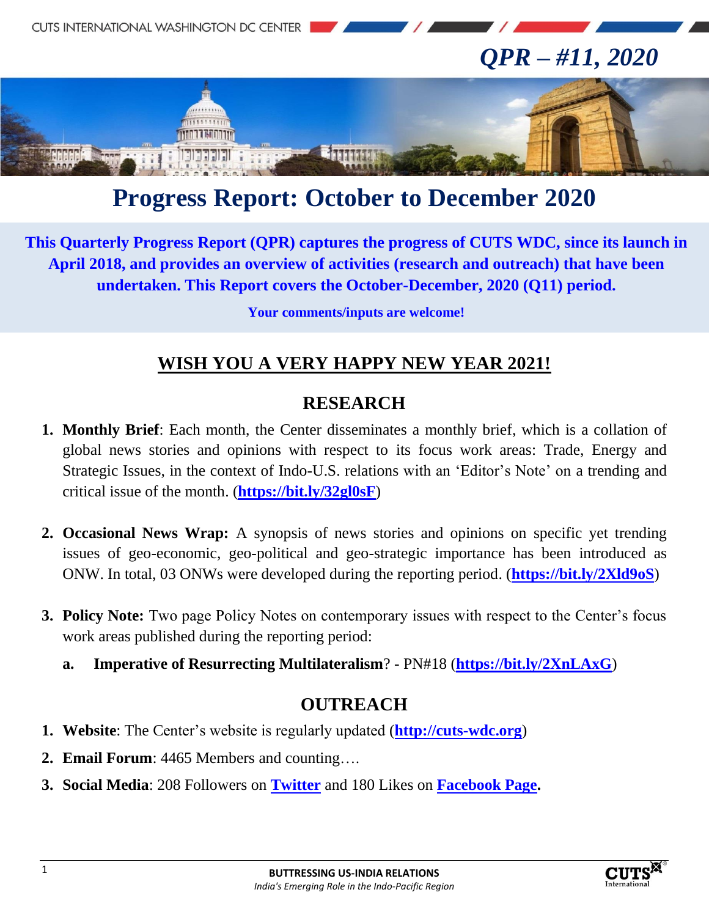# QPR – #11, 2020

# Progress Report: October to December 2020

**This Quarterly Progress Report (QPR) captures the progress of CUTS WDC, since its launch in April 2018, and provides an overview of activities (research and outreach) that have been undertaken. This Report covers the October-December, 2020 (Q11) period.**

**Your comments/inputs are welcome!**

## WISH YOU A VERY HAPPY NEW YEAR 2021!

## RESEARCH

1. **Monthly Brief**: Each month, the Center disseminates a monthly brief, which is a collation of global news stories and opinions with respect to its focus work areas: Trade, Energy and Strategic Issues, in the context of Indo-U.S. relations with an 'Editor's Note' on a trending and critical issue of the month. (**https://bit.ly/32gl0sF**)

2. **Occasional News Wrap:** A synopsis of news stories and opinions on specific yet trending issues of geo-economic, geo-political and geo-strategic importance has been introduced as ONW. In total, 03 ONWs were developed during the reporting period. (**https://bit.ly/2Xld9oS**)

3. **Policy Note:** Two page Policy Notes on contemporary issues with respect to the Center's focus work areas published during the reporting period:

   a. **Imperative of Resurrecting Multilateralism**? - PN#18 (**https://bit.ly/2XnLAxG**)

## OUTREACH

1. **Website**: The Center's website is regularly updated (**http://cuts-wdc.org**)
2. **Email Forum**: 4465 Members and counting….
3. **Social Media**: 208 Followers on **Twitter** and 180 Likes on **Facebook Page**.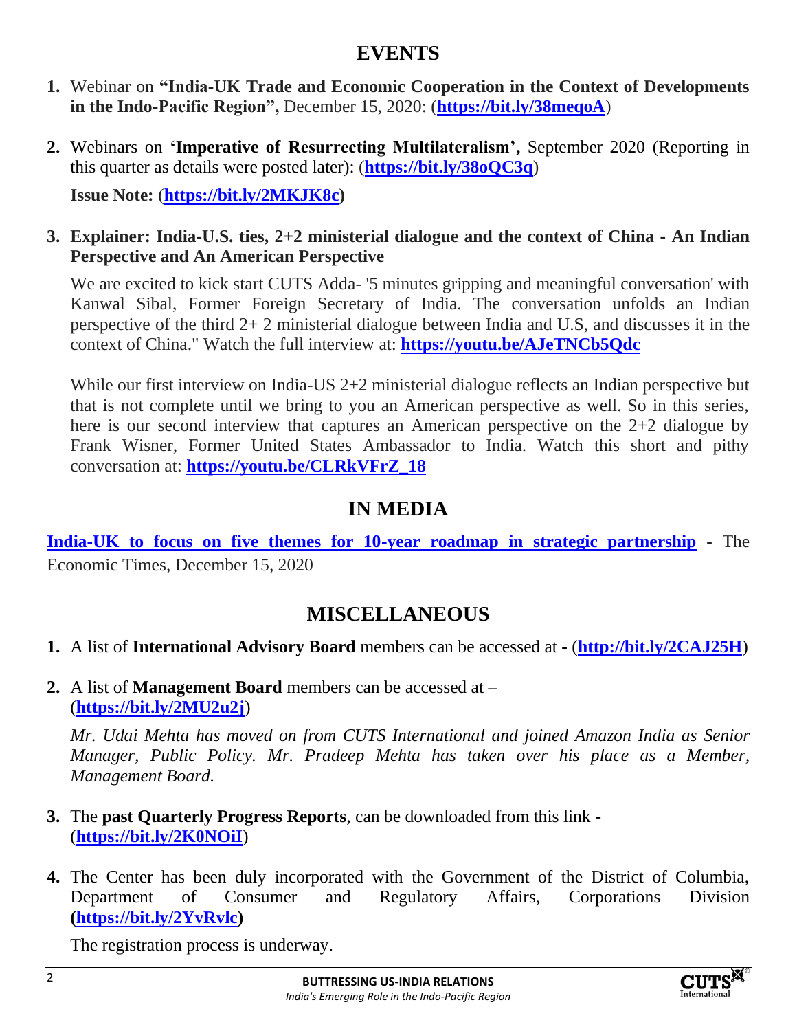## EVENTS

1. Webinar on **"India-UK Trade and Economic Cooperation in the Context of Developments in the Indo-Pacific Region",** December 15, 2020: (**https://bit.ly/38meqoA**)

2. Webinars on **'Imperative of Resurrecting Multilateralism',** September 2020 (Reporting in this quarter as details were posted later): (**https://bit.ly/38oQC3q**)

   **Issue Note:** (**https://bit.ly/2MKJK8c)**

3. **Explainer: India-U.S. ties, 2+2 ministerial dialogue and the context of China - An Indian Perspective and An American Perspective**

   We are excited to kick start CUTS Adda- '5 minutes gripping and meaningful conversation' with Kanwal Sibal, Former Foreign Secretary of India. The conversation unfolds an Indian perspective of the third 2+ 2 ministerial dialogue between India and U.S, and discusses it in the context of China." Watch the full interview at: **https://youtu.be/AJeTNCb5Qdc**

   While our first interview on India-US 2+2 ministerial dialogue reflects an Indian perspective but that is not complete until we bring to you an American perspective as well. So in this series, here is our second interview that captures an American perspective on the 2+2 dialogue by Frank Wisner, Former United States Ambassador to India. Watch this short and pithy conversation at: **https://youtu.be/CLRkVFrZ_18**

## IN MEDIA

**India-UK to focus on five themes for 10-year roadmap in strategic partnership** - The Economic Times, December 15, 2020

## MISCELLANEOUS

1. A list of **International Advisory Board** members can be accessed at - (**http://bit.ly/2CAJ25H**)

2. A list of **Management Board** members can be accessed at – (**https://bit.ly/2MU2u2j**)

   *Mr. Udai Mehta has moved on from CUTS International and joined Amazon India as Senior Manager, Public Policy. Mr. Pradeep Mehta has taken over his place as a Member, Management Board.*

3. The **past Quarterly Progress Reports**, can be downloaded from this link - (**https://bit.ly/2K0NOiI**)

4. The Center has been duly incorporated with the Government of the District of Columbia, Department of Consumer and Regulatory Affairs, Corporations Division **(https://bit.ly/2YvRvlc)**

   The registration process is underway.